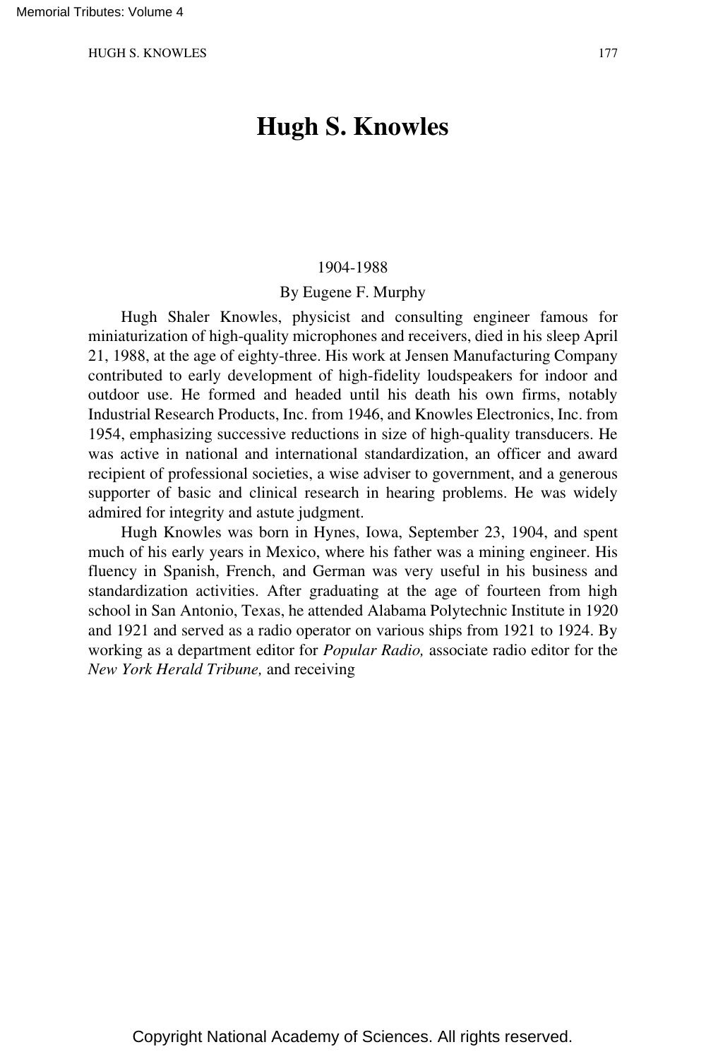# Hugh S. Knowles

1904-1988

By Eugene F. Murphy

Hugh Shaler Knowles, physicist and consulting engineer famous for miniaturization of high-quality microphones and receivers, died in his sleep April 21, 1988, at the age of eighty-three. His work at Jensen Manufacturing Company contributed to early development of high-fidelity loudspeakers for indoor and outdoor use. He formed and headed until his death his own firms, notably Industrial Research Products, Inc. from 1946, and Knowles Electronics, Inc. from 1954, emphasizing successive reductions in size of high-quality transducers. He was active in national and international standardization, an officer and award recipient of professional societies, a wise adviser to government, and a generous supporter of basic and clinical research in hearing problems. He was widely admired for integrity and astute judgment.

Hugh Knowles was born in Hynes, Iowa, September 23, 1904, and spent much of his early years in Mexico, where his father was a mining engineer. His fluency in Spanish, French, and German was very useful in his business and standardization activities. After graduating at the age of fourteen from high school in San Antonio, Texas, he attended Alabama Polytechnic Institute in 1920 and 1921 and served as a radio operator on various ships from 1921 to 1924. By working as a department editor for *Popular Radio,* associate radio editor for the *New York Herald Tribune,* and receiving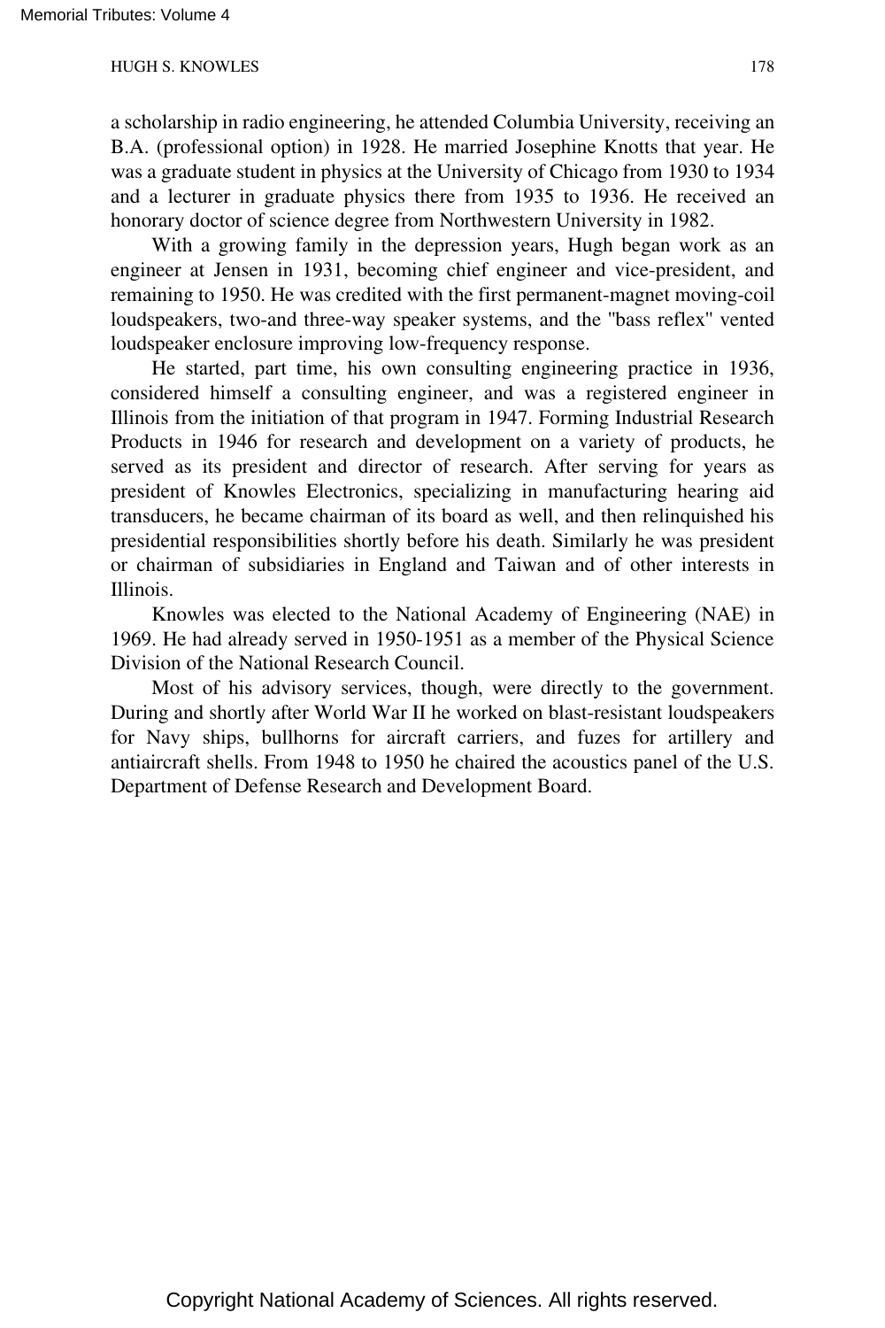a scholarship in radio engineering, he attended Columbia University, receiving an B.A. (professional option) in 1928. He married Josephine Knotts that year. He was a graduate student in physics at the University of Chicago from 1930 to 1934 and a lecturer in graduate physics there from 1935 to 1936. He received an honorary doctor of science degree from Northwestern University in 1982.

With a growing family in the depression years, Hugh began work as an engineer at Jensen in 1931, becoming chief engineer and vice-president, and remaining to 1950. He was credited with the first permanent-magnet moving-coil loudspeakers, two-and three-way speaker systems, and the "bass reflex" vented loudspeaker enclosure improving low-frequency response.

He started, part time, his own consulting engineering practice in 1936, considered himself a consulting engineer, and was a registered engineer in Illinois from the initiation of that program in 1947. Forming Industrial Research Products in 1946 for research and development on a variety of products, he served as its president and director of research. After serving for years as president of Knowles Electronics, specializing in manufacturing hearing aid transducers, he became chairman of its board as well, and then relinquished his presidential responsibilities shortly before his death. Similarly he was president or chairman of subsidiaries in England and Taiwan and of other interests in Illinois.

Knowles was elected to the National Academy of Engineering (NAE) in 1969. He had already served in 1950-1951 as a member of the Physical Science Division of the National Research Council.

Most of his advisory services, though, were directly to the government. During and shortly after World War II he worked on blast-resistant loudspeakers for Navy ships, bullhorns for aircraft carriers, and fuzes for artillery and antiaircraft shells. From 1948 to 1950 he chaired the acoustics panel of the U.S. Department of Defense Research and Development Board.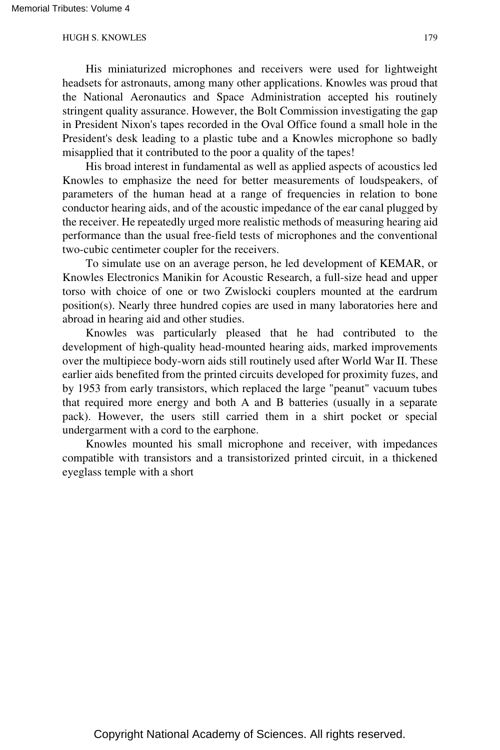His miniaturized microphones and receivers were used for lightweight headsets for astronauts, among many other applications. Knowles was proud that the National Aeronautics and Space Administration accepted his routinely stringent quality assurance. However, the Bolt Commission investigating the gap in President Nixon's tapes recorded in the Oval Office found a small hole in the President's desk leading to a plastic tube and a Knowles microphone so badly misapplied that it contributed to the poor a quality of the tapes!

His broad interest in fundamental as well as applied aspects of acoustics led Knowles to emphasize the need for better measurements of loudspeakers, of parameters of the human head at a range of frequencies in relation to bone conductor hearing aids, and of the acoustic impedance of the ear canal plugged by the receiver. He repeatedly urged more realistic methods of measuring hearing aid performance than the usual free-field tests of microphones and the conventional two-cubic centimeter coupler for the receivers.

To simulate use on an average person, he led development of KEMAR, or Knowles Electronics Manikin for Acoustic Research, a full-size head and upper torso with choice of one or two Zwislocki couplers mounted at the eardrum position(s). Nearly three hundred copies are used in many laboratories here and abroad in hearing aid and other studies.

Knowles was particularly pleased that he had contributed to the development of high-quality head-mounted hearing aids, marked improvements over the multipiece body-worn aids still routinely used after World War II. These earlier aids benefited from the printed circuits developed for proximity fuzes, and by 1953 from early transistors, which replaced the large "peanut" vacuum tubes that required more energy and both A and B batteries (usually in a separate pack). However, the users still carried them in a shirt pocket or special undergarment with a cord to the earphone.

Knowles mounted his small microphone and receiver, with impedances compatible with transistors and a transistorized printed circuit, in a thickened eyeglass temple with a short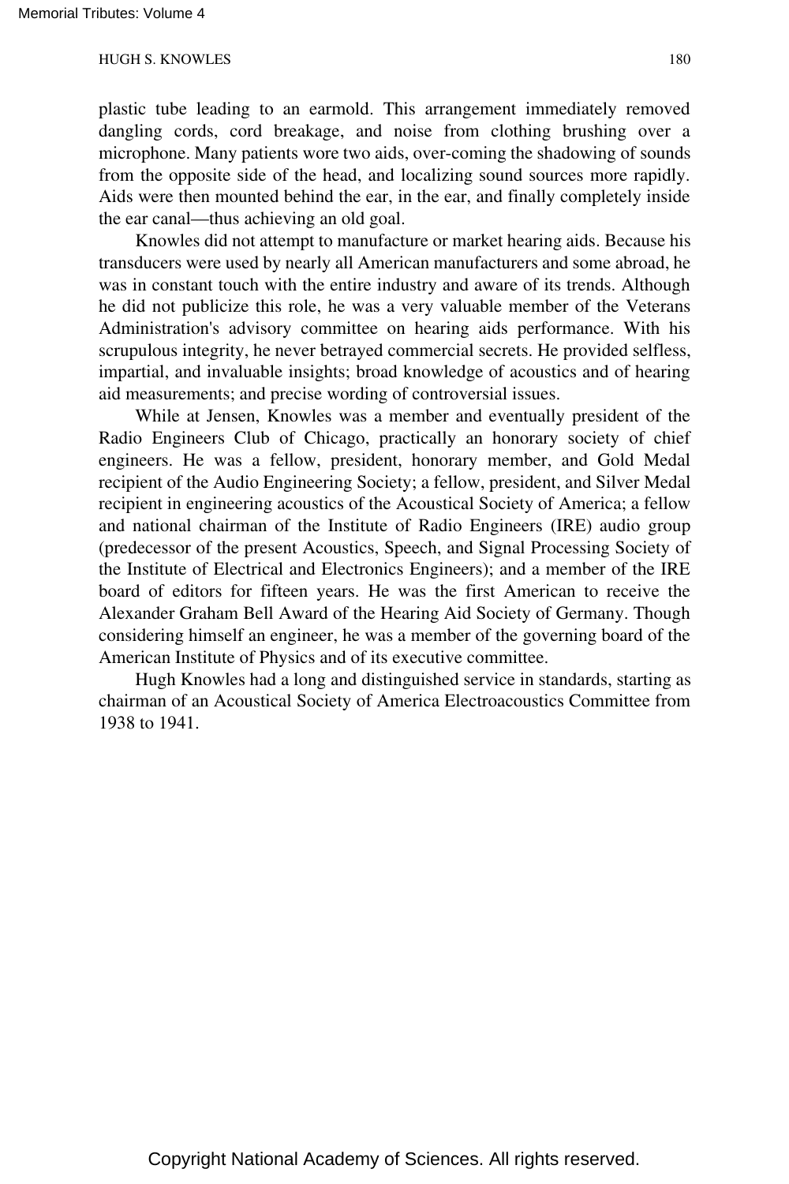plastic tube leading to an earmold. This arrangement immediately removed dangling cords, cord breakage, and noise from clothing brushing over a microphone. Many patients wore two aids, over-coming the shadowing of sounds from the opposite side of the head, and localizing sound sources more rapidly. Aids were then mounted behind the ear, in the ear, and finally completely inside the ear canal—thus achieving an old goal.

Knowles did not attempt to manufacture or market hearing aids. Because his transducers were used by nearly all American manufacturers and some abroad, he was in constant touch with the entire industry and aware of its trends. Although he did not publicize this role, he was a very valuable member of the Veterans Administration's advisory committee on hearing aids performance. With his scrupulous integrity, he never betrayed commercial secrets. He provided selfless, impartial, and invaluable insights; broad knowledge of acoustics and of hearing aid measurements; and precise wording of controversial issues.

While at Jensen, Knowles was a member and eventually president of the Radio Engineers Club of Chicago, practically an honorary society of chief engineers. He was a fellow, president, honorary member, and Gold Medal recipient of the Audio Engineering Society; a fellow, president, and Silver Medal recipient in engineering acoustics of the Acoustical Society of America; a fellow and national chairman of the Institute of Radio Engineers (IRE) audio group (predecessor of the present Acoustics, Speech, and Signal Processing Society of the Institute of Electrical and Electronics Engineers); and a member of the IRE board of editors for fifteen years. He was the first American to receive the Alexander Graham Bell Award of the Hearing Aid Society of Germany. Though considering himself an engineer, he was a member of the governing board of the American Institute of Physics and of its executive committee.

Hugh Knowles had a long and distinguished service in standards, starting as chairman of an Acoustical Society of America Electroacoustics Committee from 1938 to 1941.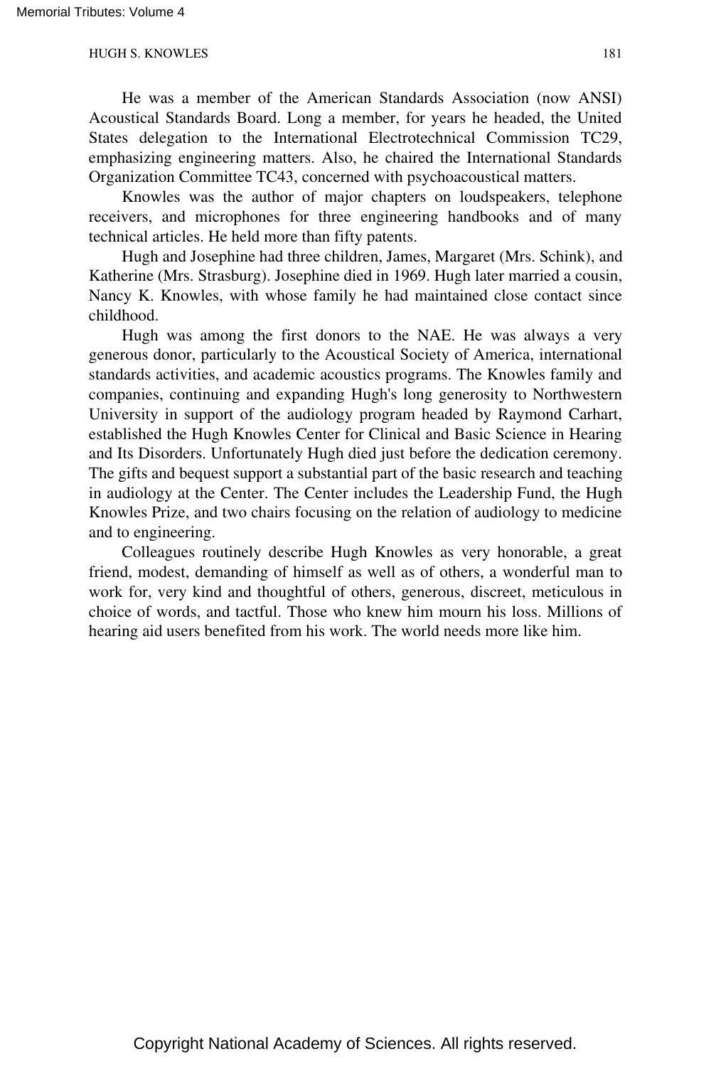He was a member of the American Standards Association (now ANSI) Acoustical Standards Board. Long a member, for years he headed, the United States delegation to the International Electrotechnical Commission TC29, emphasizing engineering matters. Also, he chaired the International Standards Organization Committee TC43, concerned with psychoacoustical matters.

Knowles was the author of major chapters on loudspeakers, telephone receivers, and microphones for three engineering handbooks and of many technical articles. He held more than fifty patents.

Hugh and Josephine had three children, James, Margaret (Mrs. Schink), and Katherine (Mrs. Strasburg). Josephine died in 1969. Hugh later married a cousin, Nancy K. Knowles, with whose family he had maintained close contact since childhood.

Hugh was among the first donors to the NAE. He was always a very generous donor, particularly to the Acoustical Society of America, international standards activities, and academic acoustics programs. The Knowles family and companies, continuing and expanding Hugh's long generosity to Northwestern University in support of the audiology program headed by Raymond Carhart, established the Hugh Knowles Center for Clinical and Basic Science in Hearing and Its Disorders. Unfortunately Hugh died just before the dedication ceremony. The gifts and bequest support a substantial part of the basic research and teaching in audiology at the Center. The Center includes the Leadership Fund, the Hugh Knowles Prize, and two chairs focusing on the relation of audiology to medicine and to engineering.

Colleagues routinely describe Hugh Knowles as very honorable, a great friend, modest, demanding of himself as well as of others, a wonderful man to work for, very kind and thoughtful of others, generous, discreet, meticulous in choice of words, and tactful. Those who knew him mourn his loss. Millions of hearing aid users benefited from his work. The world needs more like him.